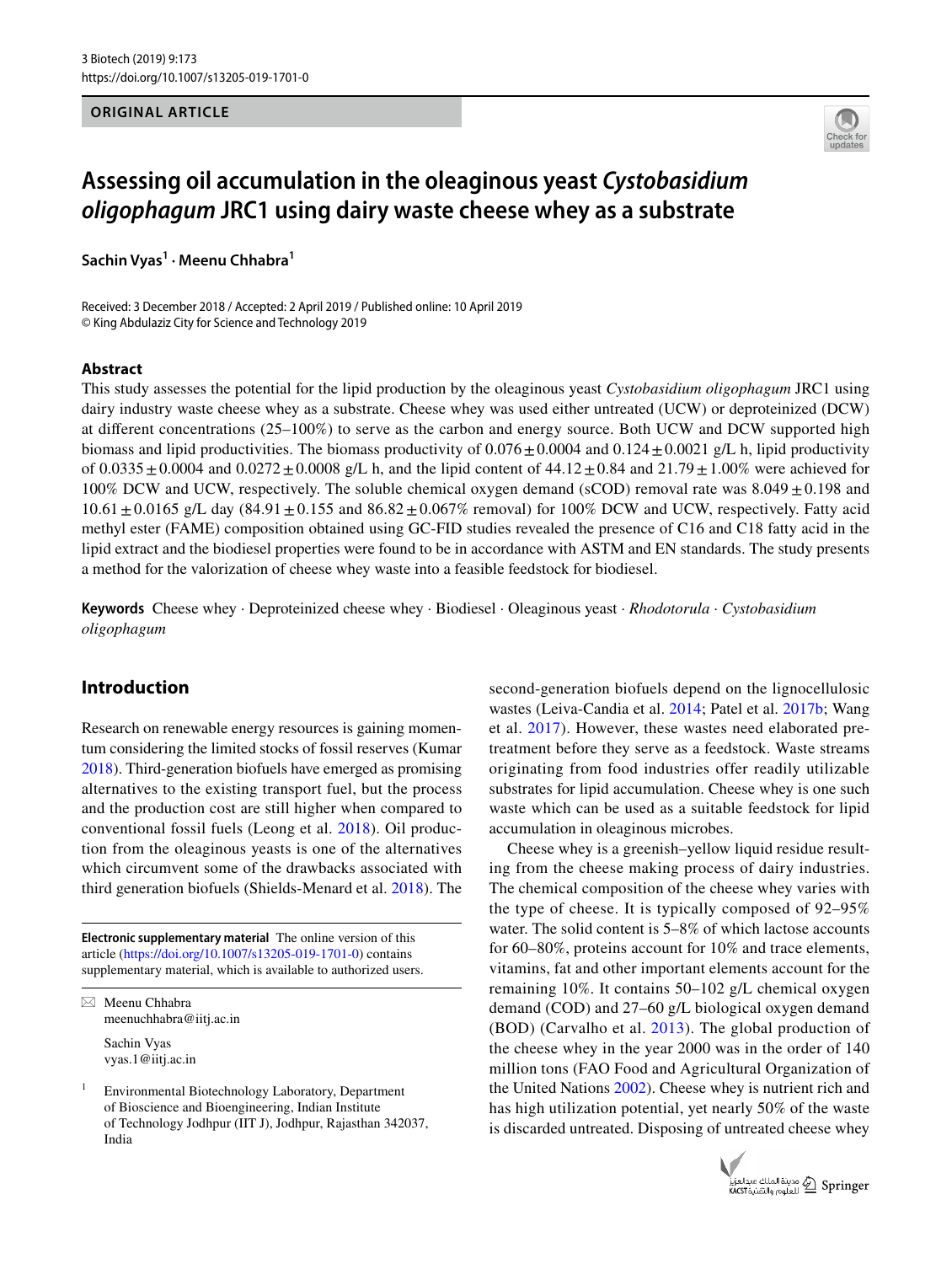ORIGINAL ARTICLE

# Assessing oil accumulation in the oleaginous yeast *Cystobasidium oligophagum* JRC1 using dairy waste cheese whey as a substrate

**Sachin Vyas[1] · Meenu Chhabra[1]**

Received: 3 December 2018 / Accepted: 2 April 2019 / Published online: 10 April 2019
© King Abdulaziz City for Science and Technology 2019

## Abstract

This study assesses the potential for the lipid production by the oleaginous yeast *Cystobasidium oligophagum* JRC1 using dairy industry waste cheese whey as a substrate. Cheese whey was used either untreated (UCW) or deproteinized (DCW) at different concentrations (25–100%) to serve as the carbon and energy source. Both UCW and DCW supported high biomass and lipid productivities. The biomass productivity of $0.076 \pm 0.0004$ and $0.124 \pm 0.0021$ g/L h, lipid productivity of $0.0335 \pm 0.0004$ and $0.0272 \pm 0.0008$ g/L h, and the lipid content of $44.12 \pm 0.84$ and $21.79 \pm 1.00\%$ were achieved for 100% DCW and UCW, respectively. The soluble chemical oxygen demand (sCOD) removal rate was $8.049 \pm 0.198$ and $10.61 \pm 0.0165$ g/L day ($84.91 \pm 0.155$ and $86.82 \pm 0.067\%$ removal) for 100% DCW and UCW, respectively. Fatty acid methyl ester (FAME) composition obtained using GC-FID studies revealed the presence of C16 and C18 fatty acid in the lipid extract and the biodiesel properties were found to be in accordance with ASTM and EN standards. The study presents a method for the valorization of cheese whey waste into a feasible feedstock for biodiesel.

**Keywords** Cheese whey · Deproteinized cheese whey · Biodiesel · Oleaginous yeast · *Rhodotorula* · *Cystobasidium oligophagum*

## Introduction

Research on renewable energy resources is gaining momentum considering the limited stocks of fossil reserves (Kumar 2018). Third-generation biofuels have emerged as promising alternatives to the existing transport fuel, but the process and the production cost are still higher when compared to conventional fossil fuels (Leong et al. 2018). Oil production from the oleaginous yeasts is one of the alternatives which circumvent some of the drawbacks associated with third generation biofuels (Shields-Menard et al. 2018). The second-generation biofuels depend on the lignocellulosic wastes (Leiva-Candia et al. 2014; Patel et al. 2017b; Wang et al. 2017). However, these wastes need elaborated pretreatment before they serve as a feedstock. Waste streams originating from food industries offer readily utilizable substrates for lipid accumulation. Cheese whey is one such waste which can be used as a suitable feedstock for lipid accumulation in oleaginous microbes.

Cheese whey is a greenish–yellow liquid residue resulting from the cheese making process of dairy industries. The chemical composition of the cheese whey varies with the type of cheese. It is typically composed of 92–95% water. The solid content is 5–8% of which lactose accounts for 60–80%, proteins account for 10% and trace elements, vitamins, fat and other important elements account for the remaining 10%. It contains 50–102 g/L chemical oxygen demand (COD) and 27–60 g/L biological oxygen demand (BOD) (Carvalho et al. 2013). The global production of the cheese whey in the year 2000 was in the order of 140 million tons (FAO Food and Agricultural Organization of the United Nations 2002). Cheese whey is nutrient rich and has high utilization potential, yet nearly 50% of the waste is discarded untreated. Disposing of untreated cheese whey

---

**Electronic supplementary material** The online version of this article (https://doi.org/10.1007/s13205-019-1701-0) contains supplementary material, which is available to authorized users.

✉ Meenu Chhabra
meenuchhabra@iitj.ac.in

Sachin Vyas
vyas.1@iitj.ac.in

[1] Environmental Biotechnology Laboratory, Department of Bioscience and Bioengineering, Indian Institute of Technology Jodhpur (IIT J), Jodhpur, Rajasthan 342037, India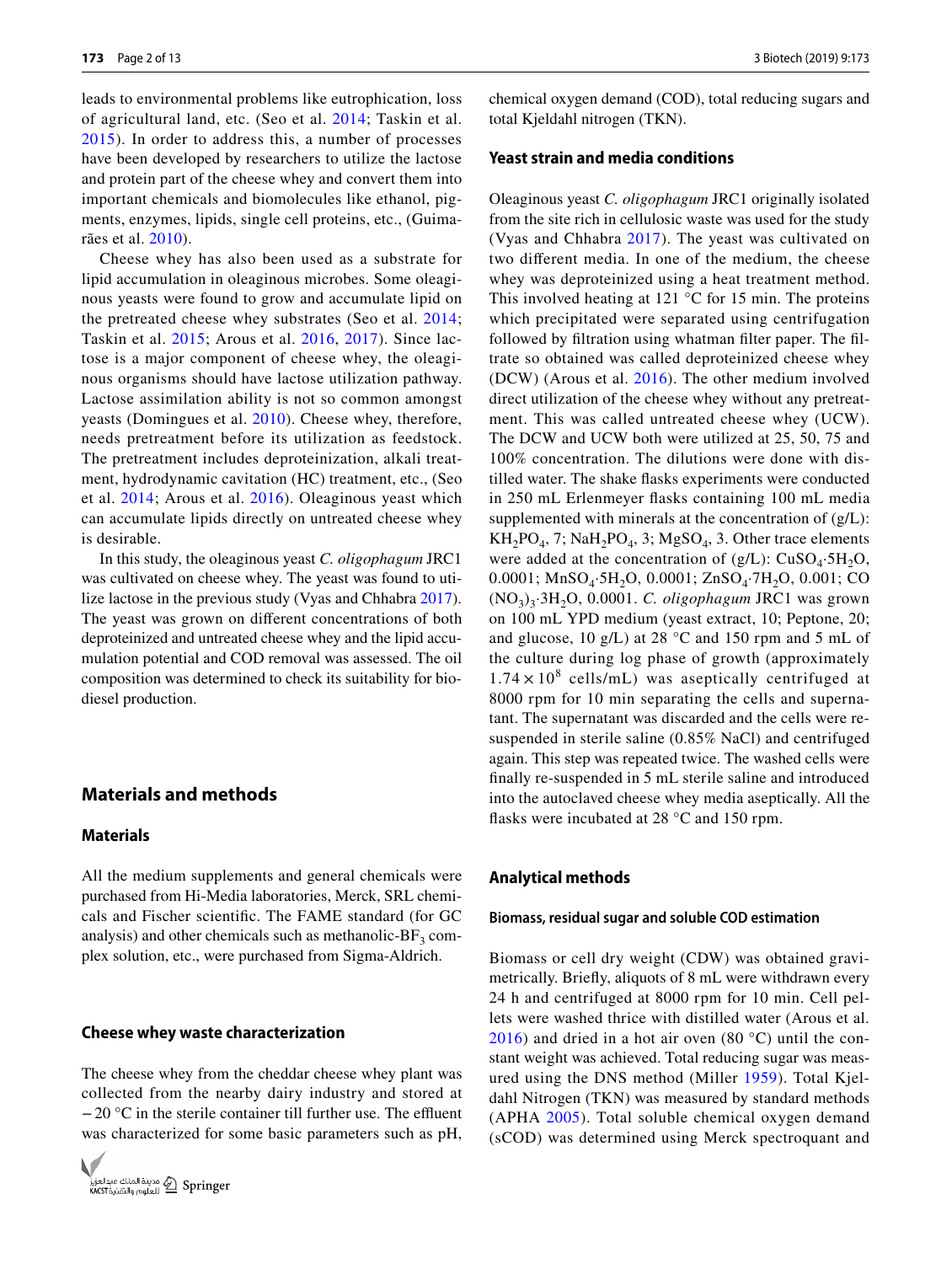leads to environmental problems like eutrophication, loss of agricultural land, etc. (Seo et al. 2014; Taskin et al. 2015). In order to address this, a number of processes have been developed by researchers to utilize the lactose and protein part of the cheese whey and convert them into important chemicals and biomolecules like ethanol, pigments, enzymes, lipids, single cell proteins, etc., (Guimarães et al. 2010).

Cheese whey has also been used as a substrate for lipid accumulation in oleaginous microbes. Some oleaginous yeasts were found to grow and accumulate lipid on the pretreated cheese whey substrates (Seo et al. 2014; Taskin et al. 2015; Arous et al. 2016, 2017). Since lactose is a major component of cheese whey, the oleaginous organisms should have lactose utilization pathway. Lactose assimilation ability is not so common amongst yeasts (Domingues et al. 2010). Cheese whey, therefore, needs pretreatment before its utilization as feedstock. The pretreatment includes deproteinization, alkali treatment, hydrodynamic cavitation (HC) treatment, etc., (Seo et al. 2014; Arous et al. 2016). Oleaginous yeast which can accumulate lipids directly on untreated cheese whey is desirable.

In this study, the oleaginous yeast *C. oligophagum* JRC1 was cultivated on cheese whey. The yeast was found to utilize lactose in the previous study (Vyas and Chhabra 2017). The yeast was grown on different concentrations of both deproteinized and untreated cheese whey and the lipid accumulation potential and COD removal was assessed. The oil composition was determined to check its suitability for biodiesel production.

## Materials and methods

### Materials

All the medium supplements and general chemicals were purchased from Hi-Media laboratories, Merck, SRL chemicals and Fischer scientific. The FAME standard (for GC analysis) and other chemicals such as methanolic-$BF_3$ complex solution, etc., were purchased from Sigma-Aldrich.

### Cheese whey waste characterization

The cheese whey from the cheddar cheese whey plant was collected from the nearby dairy industry and stored at −20 °C in the sterile container till further use. The effluent was characterized for some basic parameters such as pH, chemical oxygen demand (COD), total reducing sugars and total Kjeldahl nitrogen (TKN).

### Yeast strain and media conditions

Oleaginous yeast *C. oligophagum* JRC1 originally isolated from the site rich in cellulosic waste was used for the study (Vyas and Chhabra 2017). The yeast was cultivated on two different media. In one of the medium, the cheese whey was deproteinized using a heat treatment method. This involved heating at 121 °C for 15 min. The proteins which precipitated were separated using centrifugation followed by filtration using whatman filter paper. The filtrate so obtained was called deproteinized cheese whey (DCW) (Arous et al. 2016). The other medium involved direct utilization of the cheese whey without any pretreatment. This was called untreated cheese whey (UCW). The DCW and UCW both were utilized at 25, 50, 75 and 100% concentration. The dilutions were done with distilled water. The shake flasks experiments were conducted in 250 mL Erlenmeyer flasks containing 100 mL media supplemented with minerals at the concentration of (g/L): $KH_2PO_4$, 7; $NaH_2PO_4$, 3; $MgSO_4$, 3. Other trace elements were added at the concentration of (g/L): $CuSO_4{\cdot}5H_2O$, 0.0001; $MnSO_4{\cdot}5H_2O$, 0.0001; $ZnSO_4{\cdot}7H_2O$, 0.001; $Co(NO_3)_3{\cdot}3H_2O$, 0.0001. *C. oligophagum* JRC1 was grown on 100 mL YPD medium (yeast extract, 10; Peptone, 20; and glucose, 10 g/L) at 28 °C and 150 rpm and 5 mL of the culture during log phase of growth (approximately $1.74 \times 10^8$ cells/mL) was aseptically centrifuged at 8000 rpm for 10 min separating the cells and supernatant. The supernatant was discarded and the cells were re-suspended in sterile saline (0.85% NaCl) and centrifuged again. This step was repeated twice. The washed cells were finally re-suspended in 5 mL sterile saline and introduced into the autoclaved cheese whey media aseptically. All the flasks were incubated at 28 °C and 150 rpm.

### Analytical methods

#### Biomass, residual sugar and soluble COD estimation

Biomass or cell dry weight (CDW) was obtained gravimetrically. Briefly, aliquots of 8 mL were withdrawn every 24 h and centrifuged at 8000 rpm for 10 min. Cell pellets were washed thrice with distilled water (Arous et al. 2016) and dried in a hot air oven (80 °C) until the constant weight was achieved. Total reducing sugar was measured using the DNS method (Miller 1959). Total Kjeldahl Nitrogen (TKN) was measured by standard methods (APHA 2005). Total soluble chemical oxygen demand (sCOD) was determined using Merck spectroquant and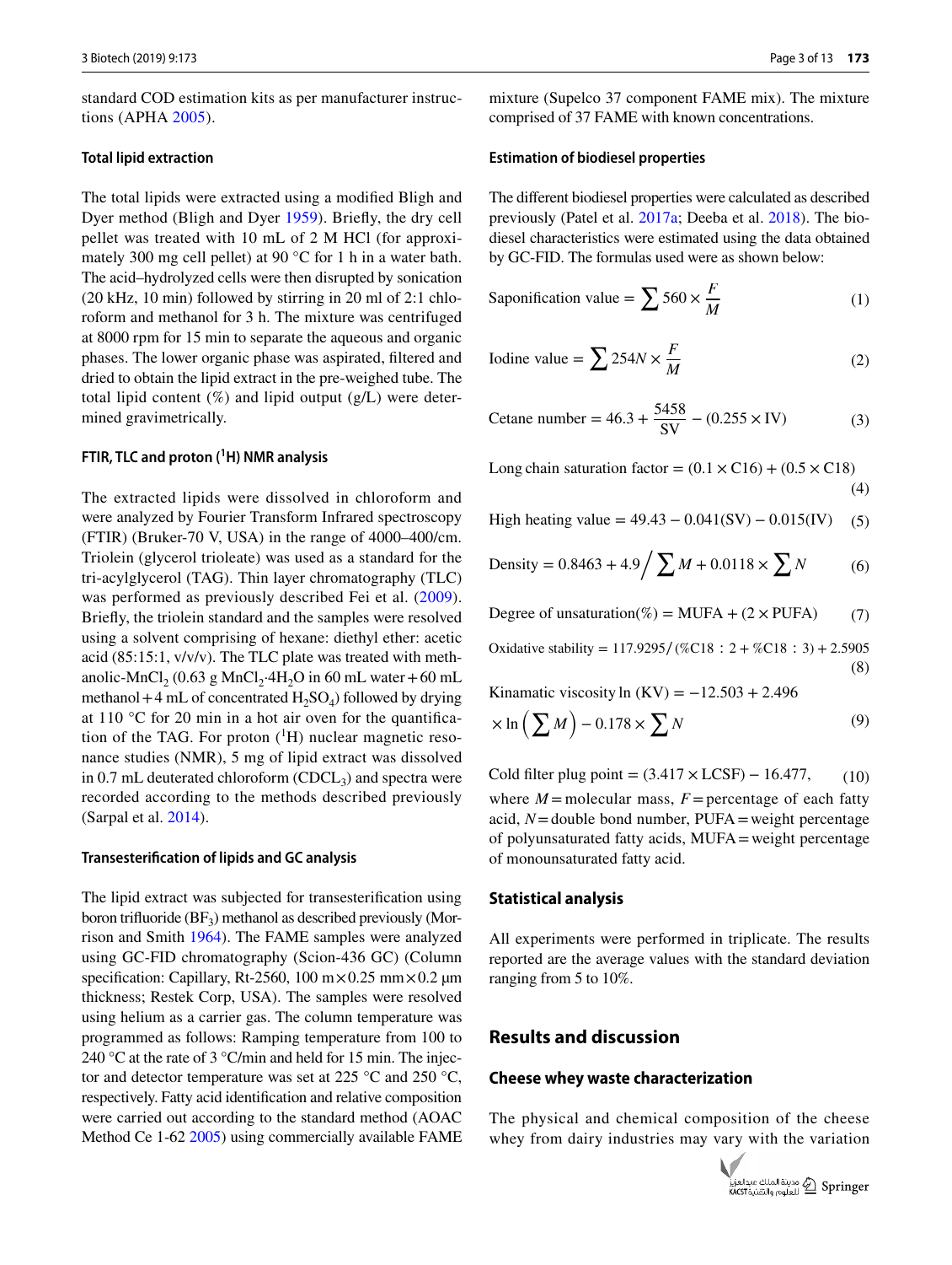standard COD estimation kits as per manufacturer instructions (APHA 2005).

### Total lipid extraction

The total lipids were extracted using a modified Bligh and Dyer method (Bligh and Dyer 1959). Briefly, the dry cell pellet was treated with 10 mL of 2 M HCl (for approximately 300 mg cell pellet) at 90 °C for 1 h in a water bath. The acid–hydrolyzed cells were then disrupted by sonication (20 kHz, 10 min) followed by stirring in 20 ml of 2:1 chloroform and methanol for 3 h. The mixture was centrifuged at 8000 rpm for 15 min to separate the aqueous and organic phases. The lower organic phase was aspirated, filtered and dried to obtain the lipid extract in the pre-weighed tube. The total lipid content (%) and lipid output (g/L) were determined gravimetrically.

### FTIR, TLC and proton ($^1$H) NMR analysis

The extracted lipids were dissolved in chloroform and were analyzed by Fourier Transform Infrared spectroscopy (FTIR) (Bruker-70 V, USA) in the range of 4000–400/cm. Triolein (glycerol trioleate) was used as a standard for the tri-acylglycerol (TAG). Thin layer chromatography (TLC) was performed as previously described Fei et al. (2009). Briefly, the triolein standard and the samples were resolved using a solvent comprising of hexane: diethyl ether: acetic acid (85:15:1, v/v/v). The TLC plate was treated with methanolic-$MnCl_2$ (0.63 g $MnCl_2 \cdot 4H_2O$ in 60 mL water + 60 mL methanol + 4 mL of concentrated $H_2SO_4$) followed by drying at 110 °C for 20 min in a hot air oven for the quantification of the TAG. For proton ($^1$H) nuclear magnetic resonance studies (NMR), 5 mg of lipid extract was dissolved in 0.7 mL deuterated chloroform ($CDCl_3$) and spectra were recorded according to the methods described previously (Sarpal et al. 2014).

### Transesterification of lipids and GC analysis

The lipid extract was subjected for transesterification using boron trifluoride ($BF_3$) methanol as described previously (Morrison and Smith 1964). The FAME samples were analyzed using GC-FID chromatography (Scion-436 GC) (Column specification: Capillary, Rt-2560, 100 m × 0.25 mm × 0.2 µm thickness; Restek Corp, USA). The samples were resolved using helium as a carrier gas. The column temperature was programmed as follows: Ramping temperature from 100 to 240 °C at the rate of 3 °C/min and held for 15 min. The injector and detector temperature was set at 225 °C and 250 °C, respectively. Fatty acid identification and relative composition were carried out according to the standard method (AOAC Method Ce 1-62 2005) using commercially available FAME mixture (Supelco 37 component FAME mix). The mixture comprised of 37 FAME with known concentrations.

### Estimation of biodiesel properties

The different biodiesel properties were calculated as described previously (Patel et al. 2017a; Deeba et al. 2018). The biodiesel characteristics were estimated using the data obtained by GC-FID. The formulas used were as shown below:

$$\text{Saponification value} = \sum 560 \times \frac{F}{M} \tag{1}$$

$$\text{Iodine value} = \sum 254N \times \frac{F}{M} \tag{2}$$

$$\text{Cetane number} = 46.3 + \frac{5458}{\text{SV}} - (0.255 \times \text{IV}) \tag{3}$$

$$\text{Long chain saturation factor} = (0.1 \times \text{C16}) + (0.5 \times \text{C18}) \tag{4}$$

$$\text{High heating value} = 49.43 - 0.041(\text{SV}) - 0.015(\text{IV}) \tag{5}$$

$$\text{Density} = 0.8463 + 4.9 \Big/ \sum M + 0.0118 \times \sum N \tag{6}$$

$$\text{Degree of unsaturation}(\%) = \text{MUFA} + (2 \times \text{PUFA}) \tag{7}$$

$$\text{Oxidative stability} = 117.9295/(\%\text{C18}:2 + \%\text{C18}:3) + 2.5905 \tag{8}$$

$$\text{Kinamatic viscosity } \ln(\text{KV}) = -12.503 + 2.496 \times \ln\left(\sum M\right) - 0.178 \times \sum N \tag{9}$$

$$\text{Cold filter plug point} = (3.417 \times \text{LCSF}) - 16.477, \tag{10}$$

where $M$ = molecular mass, $F$ = percentage of each fatty acid, $N$ = double bond number, PUFA = weight percentage of polyunsaturated fatty acids, MUFA = weight percentage of monounsaturated fatty acid.

## Statistical analysis

All experiments were performed in triplicate. The results reported are the average values with the standard deviation ranging from 5 to 10%.

## Results and discussion

### Cheese whey waste characterization

The physical and chemical composition of the cheese whey from dairy industries may vary with the variation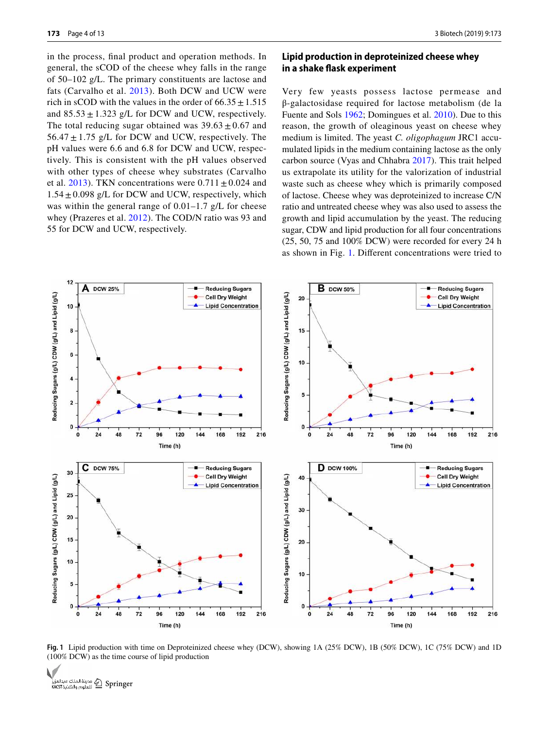in the process, final product and operation methods. In general, the sCOD of the cheese whey falls in the range of 50–102 g/L. The primary constituents are lactose and fats (Carvalho et al. 2013). Both DCW and UCW were rich in sCOD with the values in the order of $66.35 \pm 1.515$ and $85.53 \pm 1.323$ g/L for DCW and UCW, respectively. The total reducing sugar obtained was $39.63 \pm 0.67$ and $56.47 \pm 1.75$ g/L for DCW and UCW, respectively. The pH values were 6.6 and 6.8 for DCW and UCW, respectively. This is consistent with the pH values observed with other types of cheese whey substrates (Carvalho et al. 2013). TKN concentrations were $0.711 \pm 0.024$ and $1.54 \pm 0.098$ g/L for DCW and UCW, respectively, which was within the general range of 0.01–1.7 g/L for cheese whey (Prazeres et al. 2012). The COD/N ratio was 93 and 55 for DCW and UCW, respectively.

## Lipid production in deproteinized cheese whey in a shake flask experiment

Very few yeasts possess lactose permease and β-galactosidase required for lactose metabolism (de la Fuente and Sols 1962; Domingues et al. 2010). Due to this reason, the growth of oleaginous yeast on cheese whey medium is limited. The yeast *C. oligophagum* JRC1 accumulated lipids in the medium containing lactose as the only carbon source (Vyas and Chhabra 2017). This trait helped us extrapolate its utility for the valorization of industrial waste such as cheese whey which is primarily composed of lactose. Cheese whey was deproteinized to increase C/N ratio and untreated cheese whey was also used to assess the growth and lipid accumulation by the yeast. The reducing sugar, CDW and lipid production for all four concentrations (25, 50, 75 and 100% DCW) were recorded for every 24 h as shown in Fig. 1. Different concentrations were tried to

**Fig. 1** Lipid production with time on Deproteinized cheese whey (DCW), showing 1A (25% DCW), 1B (50% DCW), 1C (75% DCW) and 1D (100% DCW) as the time course of lipid production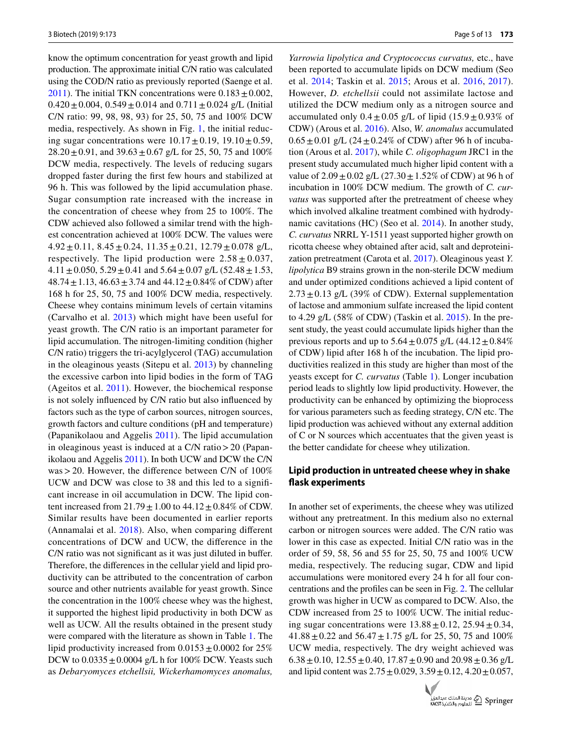know the optimum concentration for yeast growth and lipid production. The approximate initial C/N ratio was calculated using the COD/N ratio as previously reported (Saenge et al. 2011). The initial TKN concentrations were $0.183 \pm 0.002$, $0.420 \pm 0.004$, $0.549 \pm 0.014$ and $0.711 \pm 0.024$ g/L (Initial C/N ratio: 99, 98, 98, 93) for 25, 50, 75 and 100% DCW media, respectively. As shown in Fig. 1, the initial reducing sugar concentrations were $10.17 \pm 0.19$, $19.10 \pm 0.59$, $28.20 \pm 0.91$, and $39.63 \pm 0.67$ g/L for 25, 50, 75 and 100% DCW media, respectively. The levels of reducing sugars dropped faster during the first few hours and stabilized at 96 h. This was followed by the lipid accumulation phase. Sugar consumption rate increased with the increase in the concentration of cheese whey from 25 to 100%. The CDW achieved also followed a similar trend with the highest concentration achieved at 100% DCW. The values were $4.92 \pm 0.11$, $8.45 \pm 0.24$, $11.35 \pm 0.21$, $12.79 \pm 0.078$ g/L, respectively. The lipid production were $2.58 \pm 0.037$, $4.11 \pm 0.050$, $5.29 \pm 0.41$ and $5.64 \pm 0.07$ g/L ($52.48 \pm 1.53$, $48.74 \pm 1.13$, $46.63 \pm 3.74$ and $44.12 \pm 0.84$% of CDW) after 168 h for 25, 50, 75 and 100% DCW media, respectively. Cheese whey contains minimum levels of certain vitamins (Carvalho et al. 2013) which might have been useful for yeast growth. The C/N ratio is an important parameter for lipid accumulation. The nitrogen-limiting condition (higher C/N ratio) triggers the tri-acylglycerol (TAG) accumulation in the oleaginous yeasts (Sitepu et al. 2013) by channeling the excessive carbon into lipid bodies in the form of TAG (Ageitos et al. 2011). However, the biochemical response is not solely influenced by C/N ratio but also influenced by factors such as the type of carbon sources, nitrogen sources, growth factors and culture conditions (pH and temperature) (Papanikolaou and Aggelis 2011). The lipid accumulation in oleaginous yeast is induced at a C/N ratio > 20 (Papanikolaou and Aggelis 2011). In both UCW and DCW the C/N was > 20. However, the difference between C/N of 100% UCW and DCW was close to 38 and this led to a significant increase in oil accumulation in DCW. The lipid content increased from $21.79 \pm 1.00$ to $44.12 \pm 0.84$% of CDW. Similar results have been documented in earlier reports (Annamalai et al. 2018). Also, when comparing different concentrations of DCW and UCW, the difference in the C/N ratio was not significant as it was just diluted in buffer. Therefore, the differences in the cellular yield and lipid productivity can be attributed to the concentration of carbon source and other nutrients available for yeast growth. Since the concentration in the 100% cheese whey was the highest, it supported the highest lipid productivity in both DCW as well as UCW. All the results obtained in the present study were compared with the literature as shown in Table 1. The lipid productivity increased from $0.0153 \pm 0.0002$ for 25% DCW to $0.0335 \pm 0.0004$ g/L h for 100% DCW. Yeasts such as *Debaryomyces etchellsii, Wickerhamomyces anomalus, Yarrowia lipolytica and Cryptococcus curvatus,* etc., have been reported to accumulate lipids on DCW medium (Seo et al. 2014; Taskin et al. 2015; Arous et al. 2016, 2017). However, *D. etchellsii* could not assimilate lactose and utilized the DCW medium only as a nitrogen source and accumulated only $0.4 \pm 0.05$ g/L of lipid ($15.9 \pm 0.93$% of CDW) (Arous et al. 2016). Also, *W. anomalus* accumulated $0.65 \pm 0.01$ g/L ($24 \pm 0.24$% of CDW) after 96 h of incubation (Arous et al. 2017), while *C. oligophagum* JRC1 in the present study accumulated much higher lipid content with a value of $2.09 \pm 0.02$ g/L ($27.30 \pm 1.52$% of CDW) at 96 h of incubation in 100% DCW medium. The growth of *C. curvatus* was supported after the pretreatment of cheese whey which involved alkaline treatment combined with hydrodynamic cavitations (HC) (Seo et al. 2014). In another study, *C. curvatus* NRRL Y-1511 yeast supported higher growth on ricotta cheese whey obtained after acid, salt and deproteinization pretreatment (Carota et al. 2017). Oleaginous yeast *Y. lipolytica* B9 strains grown in the non-sterile DCW medium and under optimized conditions achieved a lipid content of $2.73 \pm 0.13$ g/L (39% of CDW). External supplementation of lactose and ammonium sulfate increased the lipid content to 4.29 g/L (58% of CDW) (Taskin et al. 2015). In the present study, the yeast could accumulate lipids higher than the previous reports and up to $5.64 \pm 0.075$ g/L ($44.12 \pm 0.84$% of CDW) lipid after 168 h of the incubation. The lipid productivities realized in this study are higher than most of the yeasts except for *C. curvatus* (Table 1). Longer incubation period leads to slightly low lipid productivity. However, the productivity can be enhanced by optimizing the bioprocess for various parameters such as feeding strategy, C/N etc. The lipid production was achieved without any external addition of C or N sources which accentuates that the given yeast is the better candidate for cheese whey utilization.

## Lipid production in untreated cheese whey in shake flask experiments

In another set of experiments, the cheese whey was utilized without any pretreatment. In this medium also no external carbon or nitrogen sources were added. The C/N ratio was lower in this case as expected. Initial C/N ratio was in the order of 59, 58, 56 and 55 for 25, 50, 75 and 100% UCW media, respectively. The reducing sugar, CDW and lipid accumulations were monitored every 24 h for all four concentrations and the profiles can be seen in Fig. 2. The cellular growth was higher in UCW as compared to DCW. Also, the CDW increased from 25 to 100% UCW. The initial reducing sugar concentrations were $13.88 \pm 0.12$, $25.94 \pm 0.34$, $41.88 \pm 0.22$ and $56.47 \pm 1.75$ g/L for 25, 50, 75 and 100% UCW media, respectively. The dry weight achieved was $6.38 \pm 0.10$, $12.55 \pm 0.40$, $17.87 \pm 0.90$ and $20.98 \pm 0.36$ g/L and lipid content was $2.75 \pm 0.029$, $3.59 \pm 0.12$, $4.20 \pm 0.057$,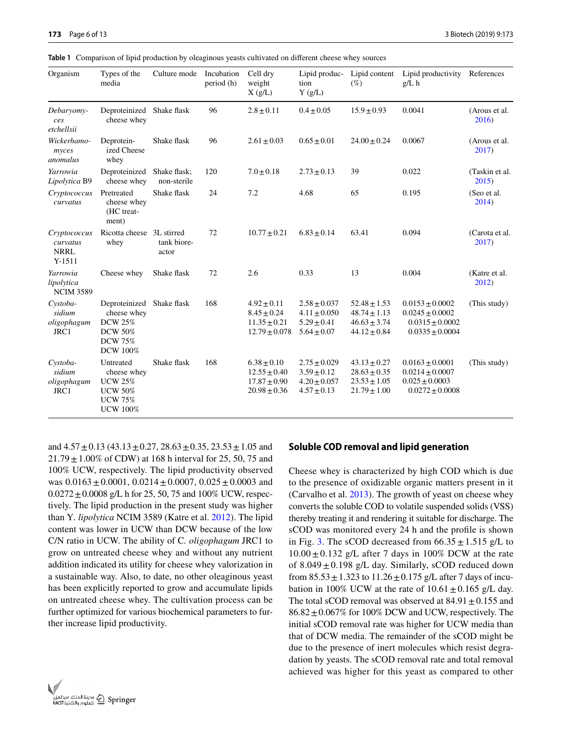**Table 1** Comparison of lipid production by oleaginous yeasts cultivated on different cheese whey sources

| Organism | Types of the media | Culture mode | Incubation period (h) | Cell dry weight X (g/L) | Lipid production Y (g/L) | Lipid content (%) | Lipid productivity g/L h | References |
|---|---|---|---|---|---|---|---|---|
| *Debaryomyces etchellsii* | Deproteinized cheese whey | Shake flask | 96 | 2.8 ± 0.11 | 0.4 ± 0.05 | 15.9 ± 0.93 | 0.0041 | (Arous et al. 2016) |
| *Wickerhamomyces anomalus* | Deproteinized Cheese whey | Shake flask | 96 | 2.61 ± 0.03 | 0.65 ± 0.01 | 24.00 ± 0.24 | 0.0067 | (Arous et al. 2017) |
| *Yarrowia Lipolytica* B9 | Deproteinized cheese whey | Shake flask; non-sterile | 120 | 7.0 ± 0.18 | 2.73 ± 0.13 | 39 | 0.022 | (Taskin et al. 2015) |
| *Cryptococcus curvatus* | Pretreated cheese whey (HC treatment) | Shake flask | 24 | 7.2 | 4.68 | 65 | 0.195 | (Seo et al. 2014) |
| *Cryptococcus curvatus* NRRL Y-1511 | Ricotta cheese whey | 3L stirred tank bioreactor | 72 | 10.77 ± 0.21 | 6.83 ± 0.14 | 63.41 | 0.094 | (Carota et al. 2017) |
| *Yarrowia lipolytica* NCIM 3589 | Cheese whey | Shake flask | 72 | 2.6 | 0.33 | 13 | 0.004 | (Katre et al. 2012) |
| *Cystobasidium oligophagum* JRC1 | Deproteinized cheese whey DCW 25% DCW 50% DCW 75% DCW 100% | Shake flask | 168 | 4.92 ± 0.11 8.45 ± 0.24 11.35 ± 0.21 12.79 ± 0.078 | 2.58 ± 0.037 4.11 ± 0.050 5.29 ± 0.41 5.64 ± 0.07 | 52.48 ± 1.53 48.74 ± 1.13 46.63 ± 3.74 44.12 ± 0.84 | 0.0153 ± 0.0002 0.0245 ± 0.0002 0.0315 ± 0.0002 0.0335 ± 0.0004 | (This study) |
| *Cystobasidium oligophagum* JRC1 | Untreated cheese whey UCW 25% UCW 50% UCW 75% UCW 100% | Shake flask | 168 | 6.38 ± 0.10 12.55 ± 0.40 17.87 ± 0.90 20.98 ± 0.36 | 2.75 ± 0.029 3.59 ± 0.12 4.20 ± 0.057 4.57 ± 0.13 | 43.13 ± 0.27 28.63 ± 0.35 23.53 ± 1.05 21.79 ± 1.00 | 0.0163 ± 0.0001 0.0214 ± 0.0007 0.025 ± 0.0003 0.0272 ± 0.0008 | (This study) |

and 4.57 ± 0.13 (43.13 ± 0.27, 28.63 ± 0.35, 23.53 ± 1.05 and 21.79 ± 1.00% of CDW) at 168 h interval for 25, 50, 75 and 100% UCW, respectively. The lipid productivity observed was 0.0163 ± 0.0001, 0.0214 ± 0.0007, 0.025 ± 0.0003 and 0.0272 ± 0.0008 g/L h for 25, 50, 75 and 100% UCW, respectively. The lipid production in the present study was higher than Y. *lipolytica* NCIM 3589 (Katre et al. 2012). The lipid content was lower in UCW than DCW because of the low C/N ratio in UCW. The ability of C. *oligophagum* JRC1 to grow on untreated cheese whey and without any nutrient addition indicated its utility for cheese whey valorization in a sustainable way. Also, to date, no other oleaginous yeast has been explicitly reported to grow and accumulate lipids on untreated cheese whey. The cultivation process can be further optimized for various biochemical parameters to further increase lipid productivity.

### Soluble COD removal and lipid generation

Cheese whey is characterized by high COD which is due to the presence of oxidizable organic matters present in it (Carvalho et al. 2013). The growth of yeast on cheese whey converts the soluble COD to volatile suspended solids (VSS) thereby treating it and rendering it suitable for discharge. The sCOD was monitored every 24 h and the profile is shown in Fig. 3. The sCOD decreased from 66.35 ± 1.515 g/L to 10.00 ± 0.132 g/L after 7 days in 100% DCW at the rate of 8.049 ± 0.198 g/L day. Similarly, sCOD reduced down from 85.53 ± 1.323 to 11.26 ± 0.175 g/L after 7 days of incubation in 100% UCW at the rate of 10.61 ± 0.165 g/L day. The total sCOD removal was observed at 84.91 ± 0.155 and 86.82 ± 0.067% for 100% DCW and UCW, respectively. The initial sCOD removal rate was higher for UCW media than that of DCW media. The remainder of the sCOD might be due to the presence of inert molecules which resist degradation by yeasts. The sCOD removal rate and total removal achieved was higher for this yeast as compared to other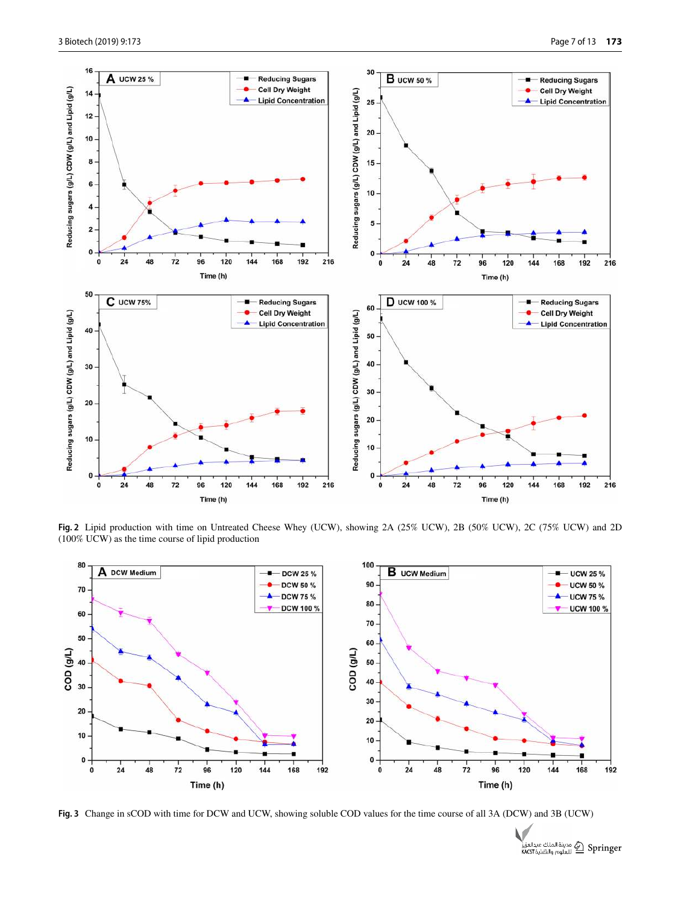**Fig. 2** Lipid production with time on Untreated Cheese Whey (UCW), showing 2A (25% UCW), 2B (50% UCW), 2C (75% UCW) and 2D (100% UCW) as the time course of lipid production

**Fig. 3** Change in sCOD with time for DCW and UCW, showing soluble COD values for the time course of all 3A (DCW) and 3B (UCW)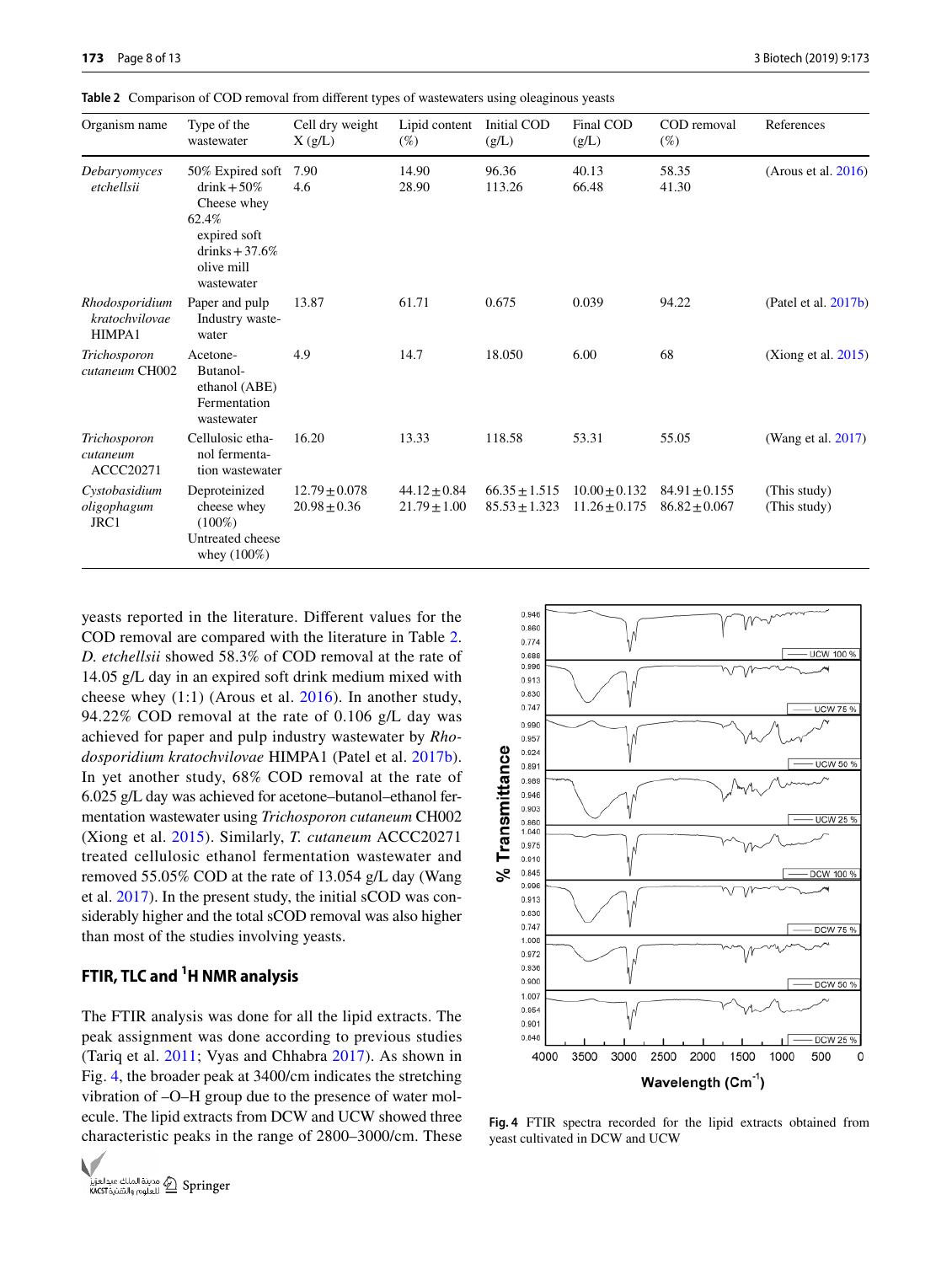**Table 2** Comparison of COD removal from different types of wastewaters using oleaginous yeasts

| Organism name | Type of the wastewater | Cell dry weight X (g/L) | Lipid content (%) | Initial COD (g/L) | Final COD (g/L) | COD removal (%) | References |
|---|---|---|---|---|---|---|---|
| *Debaryomyces etchellsii* | 50% Expired soft drink + 50% Cheese whey<br>62.4% expired soft drinks + 37.6% olive mill wastewater | 7.90<br>4.6 | 14.90<br>28.90 | 96.36<br>113.26 | 40.13<br>66.48 | 58.35<br>41.30 | (Arous et al. 2016) |
| *Rhodosporidium kratochvilovae* HIMPA1 | Paper and pulp Industry wastewater | 13.87 | 61.71 | 0.675 | 0.039 | 94.22 | (Patel et al. 2017b) |
| *Trichosporon cutaneum* CH002 | Acetone-Butanol-ethanol (ABE) Fermentation wastewater | 4.9 | 14.7 | 18.050 | 6.00 | 68 | (Xiong et al. 2015) |
| *Trichosporon cutaneum* ACCC20271 | Cellulosic ethanol fermentation wastewater | 16.20 | 13.33 | 118.58 | 53.31 | 55.05 | (Wang et al. 2017) |
| *Cystobasidium oligophagum* JRC1 | Deproteinized cheese whey (100%)<br>Untreated cheese whey (100%) | 12.79 ± 0.078<br>20.98 ± 0.36 | 44.12 ± 0.84<br>21.79 ± 1.00 | 66.35 ± 1.515<br>85.53 ± 1.323 | 10.00 ± 0.132<br>11.26 ± 0.175 | 84.91 ± 0.155<br>86.82 ± 0.067 | (This study)<br>(This study) |

yeasts reported in the literature. Different values for the COD removal are compared with the literature in Table 2. *D. etchellsii* showed 58.3% of COD removal at the rate of 14.05 g/L day in an expired soft drink medium mixed with cheese whey (1:1) (Arous et al. 2016). In another study, 94.22% COD removal at the rate of 0.106 g/L day was achieved for paper and pulp industry wastewater by *Rhodosporidium kratochvilovae* HIMPA1 (Patel et al. 2017b). In yet another study, 68% COD removal at the rate of 6.025 g/L day was achieved for acetone–butanol–ethanol fermentation wastewater using *Trichosporon cutaneum* CH002 (Xiong et al. 2015). Similarly, *T. cutaneum* ACCC20271 treated cellulosic ethanol fermentation wastewater and removed 55.05% COD at the rate of 13.054 g/L day (Wang et al. 2017). In the present study, the initial sCOD was considerably higher and the total sCOD removal was also higher than most of the studies involving yeasts.

## FTIR, TLC and $^1$H NMR analysis

The FTIR analysis was done for all the lipid extracts. The peak assignment was done according to previous studies (Tariq et al. 2011; Vyas and Chhabra 2017). As shown in Fig. 4, the broader peak at 3400/cm indicates the stretching vibration of –O–H group due to the presence of water molecule. The lipid extracts from DCW and UCW showed three characteristic peaks in the range of 2800–3000/cm. These

**Fig. 4** FTIR spectra recorded for the lipid extracts obtained from yeast cultivated in DCW and UCW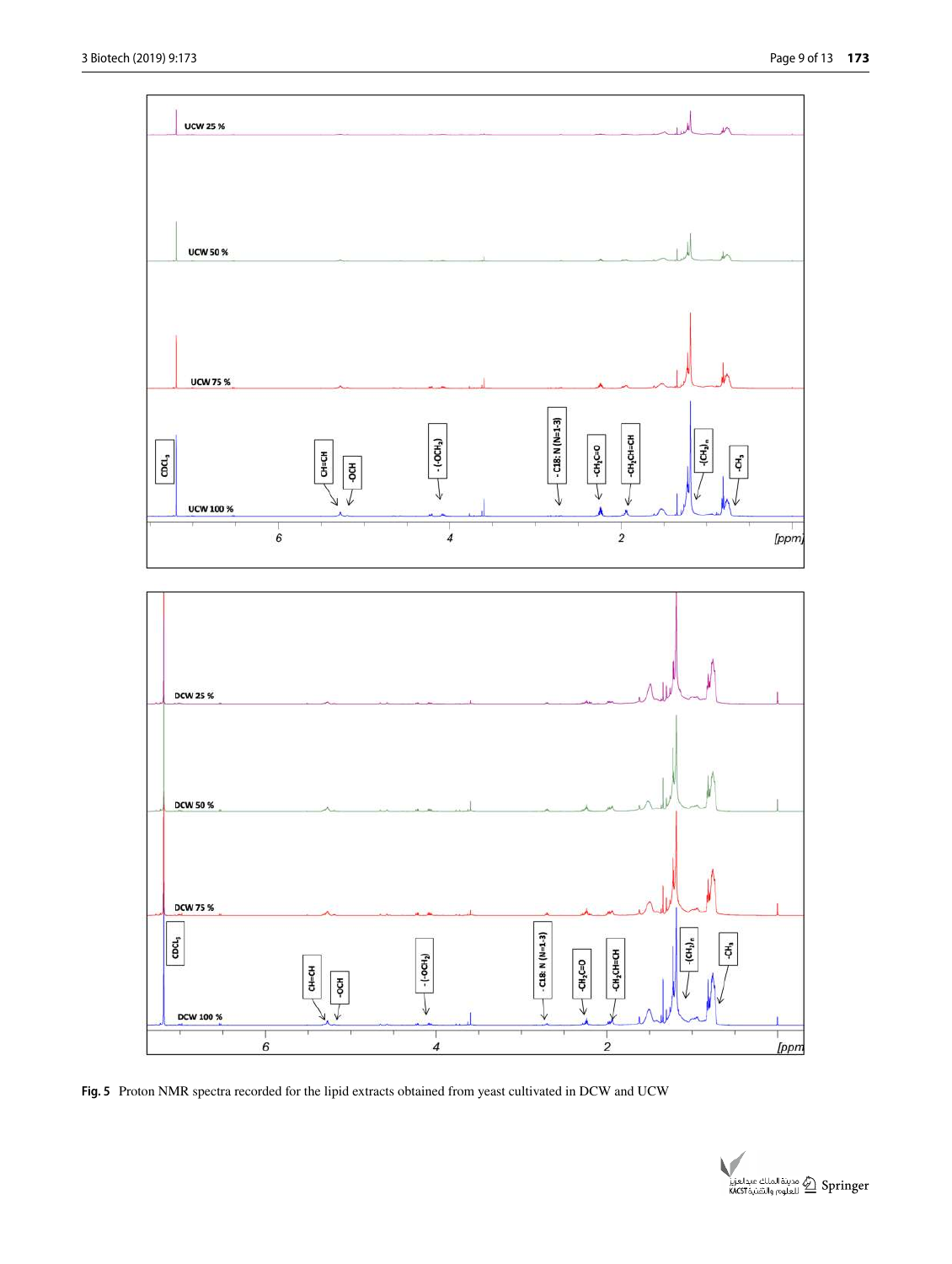**Fig. 5** Proton NMR spectra recorded for the lipid extracts obtained from yeast cultivated in DCW and UCW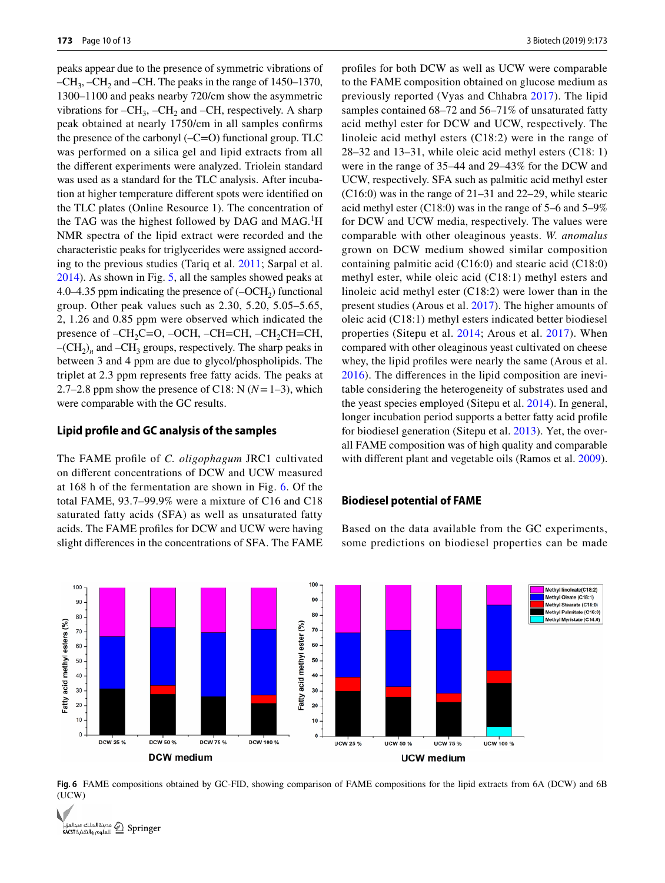peaks appear due to the presence of symmetric vibrations of $-CH_3$, $-CH_2$ and $-CH$. The peaks in the range of 1450–1370, 1300–1100 and peaks nearby 720/cm show the asymmetric vibrations for $-CH_3$, $-CH_2$ and $-CH$, respectively. A sharp peak obtained at nearly 1750/cm in all samples confirms the presence of the carbonyl ($-C{=}O$) functional group. TLC was performed on a silica gel and lipid extracts from all the different experiments were analyzed. Triolein standard was used as a standard for the TLC analysis. After incubation at higher temperature different spots were identified on the TLC plates (Online Resource 1). The concentration of the TAG was the highest followed by DAG and MAG. $^1$H NMR spectra of the lipid extract were recorded and the characteristic peaks for triglycerides were assigned according to the previous studies (Tariq et al. 2011; Sarpal et al. 2014). As shown in Fig. 5, all the samples showed peaks at 4.0–4.35 ppm indicating the presence of ($-OCH_2$) functional group. Other peak values such as 2.30, 5.20, 5.05–5.65, 2, 1.26 and 0.85 ppm were observed which indicated the presence of $-CH_2C{=}O$, $-OCH$, $-CH{=}CH$, $-CH_2CH{=}CH$, $-(CH_2)_n$ and $-CH_3$ groups, respectively. The sharp peaks in between 3 and 4 ppm are due to glycol/phospholipids. The triplet at 2.3 ppm represents free fatty acids. The peaks at 2.7–2.8 ppm show the presence of C18: N ($N = 1$–3), which were comparable with the GC results.

## Lipid profile and GC analysis of the samples

The FAME profile of *C. oligophagum* JRC1 cultivated on different concentrations of DCW and UCW measured at 168 h of the fermentation are shown in Fig. 6. Of the total FAME, 93.7–99.9% were a mixture of C16 and C18 saturated fatty acids (SFA) as well as unsaturated fatty acids. The FAME profiles for DCW and UCW were having slight differences in the concentrations of SFA. The FAME profiles for both DCW as well as UCW were comparable to the FAME composition obtained on glucose medium as previously reported (Vyas and Chhabra 2017). The lipid samples contained 68–72 and 56–71% of unsaturated fatty acid methyl ester for DCW and UCW, respectively. The linoleic acid methyl esters (C18:2) were in the range of 28–32 and 13–31, while oleic acid methyl esters (C18: 1) were in the range of 35–44 and 29–43% for the DCW and UCW, respectively. SFA such as palmitic acid methyl ester (C16:0) was in the range of 21–31 and 22–29, while stearic acid methyl ester (C18:0) was in the range of 5–6 and 5–9% for DCW and UCW media, respectively. The values were comparable with other oleaginous yeasts. *W. anomalus* grown on DCW medium showed similar composition containing palmitic acid (C16:0) and stearic acid (C18:0) methyl ester, while oleic acid (C18:1) methyl esters and linoleic acid methyl ester (C18:2) were lower than in the present studies (Arous et al. 2017). The higher amounts of oleic acid (C18:1) methyl esters indicated better biodiesel properties (Sitepu et al. 2014; Arous et al. 2017). When compared with other oleaginous yeast cultivated on cheese whey, the lipid profiles were nearly the same (Arous et al. 2016). The differences in the lipid composition are inevitable considering the heterogeneity of substrates used and the yeast species employed (Sitepu et al. 2014). In general, longer incubation period supports a better fatty acid profile for biodiesel generation (Sitepu et al. 2013). Yet, the overall FAME composition was of high quality and comparable with different plant and vegetable oils (Ramos et al. 2009).

## Biodiesel potential of FAME

Based on the data available from the GC experiments, some predictions on biodiesel properties can be made

Fig. 6 FAME compositions obtained by GC-FID, showing comparison of FAME compositions for the lipid extracts from 6A (DCW) and 6B (UCW)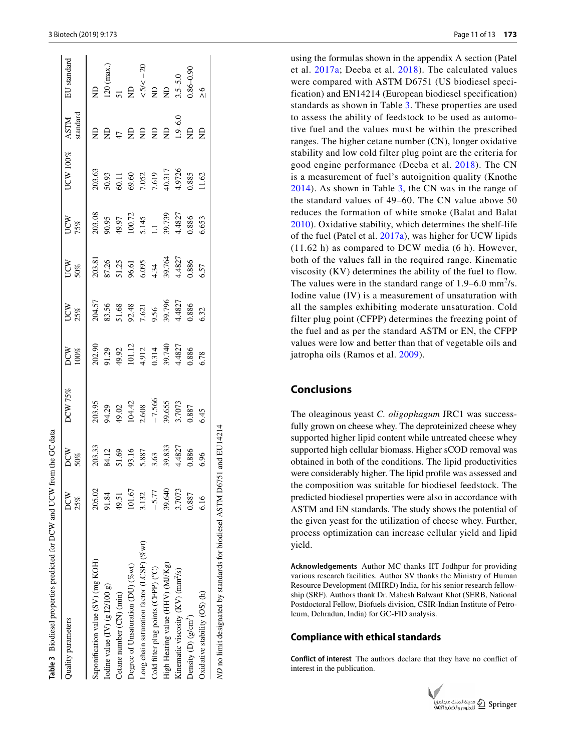**Table 3** Biodiesel properties predicted for DCW and UCW from the GC data

| Quality parameters | DCW 25% | DCW 50% | DCW 75% | DCW 100% | UCW 25% | UCW 50% | UCW 75% | UCW 100% | ASTM standard | EU standard |
|---|---|---|---|---|---|---|---|---|---|---|
| Saponification value (SV) (mg KOH) | 205.02 | 203.33 | 203.95 | 202.90 | 204.57 | 203.81 | 203.08 | 203.63 | ND | ND |
| Iodine value (IV) (g I2/100 g) | 91.84 | 84.12 | 94.29 | 91.29 | 83.56 | 87.26 | 90.95 | 50.93 | ND | 120 (max.) |
| Cetane number (CN) (min) | 49.51 | 51.69 | 49.02 | 49.92 | 51.68 | 51.25 | 49.97 | 60.11 | 47 | 51 |
| Degree of Unsaturation (DU) (%wt) | 101.67 | 93.16 | 104.42 | 101.12 | 92.48 | 96.61 | 100.72 | 69.60 | ND | ND |
| Long chain saturation factor (LCSF) (%wt) | 3.132 | 5.887 | 2.608 | 4.912 | 7.621 | 6.095 | 5.145 | 7.052 | ND | <5/< −20 |
| Cold filter plug points (CFPP) (°C) | −5.77 | 3.63 | −7.566 | 0.314 | 9.56 | 4.34 | 1.1 | 7.619 | ND | ND |
| High Heating value (HHV) (MJ/Kg) | 39.640 | 39.833 | 39.655 | 39.740 | 39.796 | 39.764 | 39.739 | 40.317 | ND | ND |
| Kinematic viscosity (KV) ($mm^2/s$) | 3.7073 | 4.4827 | 3.7073 | 4.4827 | 4.4827 | 4.4827 | 4.4827 | 4.9726 | 1.9–6.0 | 3.5–5.0 |
| Density (D) ($g/cm^3$) | 0.887 | 0.886 | 0.887 | 0.886 | 0.886 | 0.886 | 0.886 | 0.885 | ND | 0.86–0.90 |
| Oxidative stability (OS) (h) | 6.16 | 6.96 | 6.45 | 6.78 | 6.32 | 6.57 | 6.653 | 11.62 | ND | ≥6 |

*ND* no limit designated by standards for biodiesel ASTM D6751 and EU14214

using the formulas shown in the appendix A section (Patel et al. 2017a; Deeba et al. 2018). The calculated values were compared with ASTM D6751 (US biodiesel specification) and EN14214 (European biodiesel specification) standards as shown in Table 3. These properties are used to assess the ability of feedstock to be used as automotive fuel and the values must be within the prescribed ranges. The higher cetane number (CN), longer oxidative stability and low cold filter plug point are the criteria for good engine performance (Deeba et al. 2018). The CN is a measurement of fuel's autoignition quality (Knothe 2014). As shown in Table 3, the CN was in the range of the standard values of 49–60. The CN value above 50 reduces the formation of white smoke (Balat and Balat 2010). Oxidative stability, which determines the shelf-life of the fuel (Patel et al. 2017a), was higher for UCW lipids (11.62 h) as compared to DCW media (6 h). However, both of the values fall in the required range. Kinematic viscosity (KV) determines the ability of the fuel to flow. The values were in the standard range of 1.9–6.0 $mm^2/s$. Iodine value (IV) is a measurement of unsaturation with all the samples exhibiting moderate unsaturation. Cold filter plug point (CFPP) determines the freezing point of the fuel and as per the standard ASTM or EN, the CFPP values were low and better than that of vegetable oils and jatropha oils (Ramos et al. 2009).

## Conclusions

The oleaginous yeast *C. oligophagum* JRC1 was successfully grown on cheese whey. The deproteinized cheese whey supported higher lipid content while untreated cheese whey supported high cellular biomass. Higher sCOD removal was obtained in both of the conditions. The lipid productivities were considerably higher. The lipid profile was assessed and the composition was suitable for biodiesel feedstock. The predicted biodiesel properties were also in accordance with ASTM and EN standards. The study shows the potential of the given yeast for the utilization of cheese whey. Further, process optimization can increase cellular yield and lipid yield.

**Acknowledgements** Author MC thanks IIT Jodhpur for providing various research facilities. Author SV thanks the Ministry of Human Resource Development (MHRD) India, for his senior research fellowship (SRF). Authors thank Dr. Mahesh Balwant Khot (SERB, National Postdoctoral Fellow, Biofuels division, CSIR-Indian Institute of Petroleum, Dehradun, India) for GC-FID analysis.

## Compliance with ethical standards

**Conflict of interest** The authors declare that they have no conflict of interest in the publication.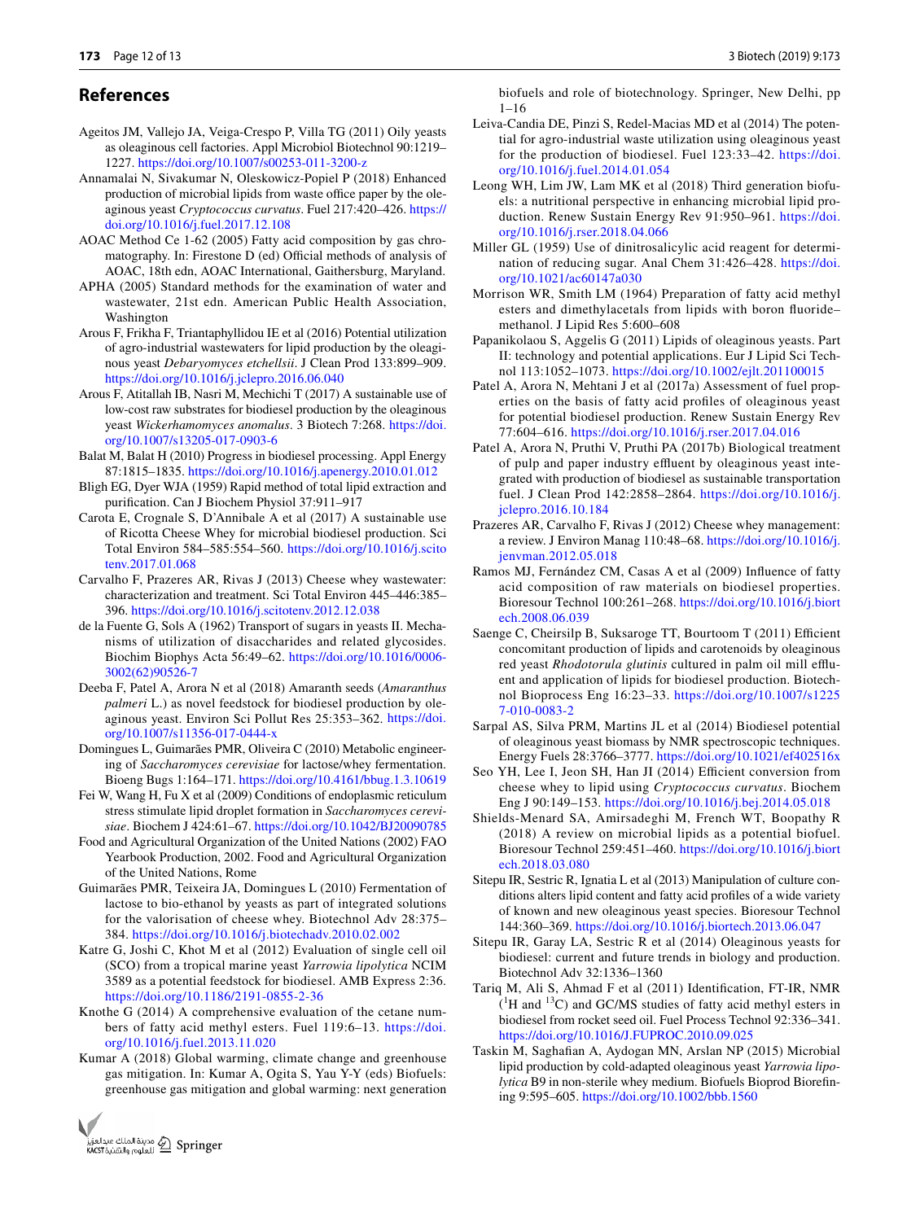## References

Ageitos JM, Vallejo JA, Veiga-Crespo P, Villa TG (2011) Oily yeasts as oleaginous cell factories. Appl Microbiol Biotechnol 90:1219–1227. https://doi.org/10.1007/s00253-011-3200-z

Annamalai N, Sivakumar N, Oleskowicz-Popiel P (2018) Enhanced production of microbial lipids from waste office paper by the oleaginous yeast *Cryptococcus curvatus*. Fuel 217:420–426. https://doi.org/10.1016/j.fuel.2017.12.108

AOAC Method Ce 1-62 (2005) Fatty acid composition by gas chromatography. In: Firestone D (ed) Official methods of analysis of AOAC, 18th edn, AOAC International, Gaithersburg, Maryland.

APHA (2005) Standard methods for the examination of water and wastewater, 21st edn. American Public Health Association, Washington

Arous F, Frikha F, Triantaphyllidou IE et al (2016) Potential utilization of agro-industrial wastewaters for lipid production by the oleaginous yeast *Debaryomyces etchellsii*. J Clean Prod 133:899–909. https://doi.org/10.1016/j.jclepro.2016.06.040

Arous F, Atitallah IB, Nasri M, Mechichi T (2017) A sustainable use of low-cost raw substrates for biodiesel production by the oleaginous yeast *Wickerhamomyces anomalus*. 3 Biotech 7:268. https://doi.org/10.1007/s13205-017-0903-6

Balat M, Balat H (2010) Progress in biodiesel processing. Appl Energy 87:1815–1835. https://doi.org/10.1016/j.apenergy.2010.01.012

Bligh EG, Dyer WJA (1959) Rapid method of total lipid extraction and purification. Can J Biochem Physiol 37:911–917

Carota E, Crognale S, D'Annibale A et al (2017) A sustainable use of Ricotta Cheese Whey for microbial biodiesel production. Sci Total Environ 584–585:554–560. https://doi.org/10.1016/j.scitotenv.2017.01.068

Carvalho F, Prazeres AR, Rivas J (2013) Cheese whey wastewater: characterization and treatment. Sci Total Environ 445–446:385–396. https://doi.org/10.1016/j.scitotenv.2012.12.038

de la Fuente G, Sols A (1962) Transport of sugars in yeasts II. Mechanisms of utilization of disaccharides and related glycosides. Biochim Biophys Acta 56:49–62. https://doi.org/10.1016/0006-3002(62)90526-7

Deeba F, Patel A, Arora N et al (2018) Amaranth seeds (*Amaranthus palmeri* L.) as novel feedstock for biodiesel production by oleaginous yeast. Environ Sci Pollut Res 25:353–362. https://doi.org/10.1007/s11356-017-0444-x

Domingues L, Guimarães PMR, Oliveira C (2010) Metabolic engineering of *Saccharomyces cerevisiae* for lactose/whey fermentation. Bioeng Bugs 1:164–171. https://doi.org/10.4161/bbug.1.3.10619

Fei W, Wang H, Fu X et al (2009) Conditions of endoplasmic reticulum stress stimulate lipid droplet formation in *Saccharomyces cerevisiae*. Biochem J 424:61–67. https://doi.org/10.1042/BJ20090785

Food and Agricultural Organization of the United Nations (2002) FAO Yearbook Production, 2002. Food and Agricultural Organization of the United Nations, Rome

Guimarães PMR, Teixeira JA, Domingues L (2010) Fermentation of lactose to bio-ethanol by yeasts as part of integrated solutions for the valorisation of cheese whey. Biotechnol Adv 28:375–384. https://doi.org/10.1016/j.biotechadv.2010.02.002

Katre G, Joshi C, Khot M et al (2012) Evaluation of single cell oil (SCO) from a tropical marine yeast *Yarrowia lipolytica* NCIM 3589 as a potential feedstock for biodiesel. AMB Express 2:36. https://doi.org/10.1186/2191-0855-2-36

Knothe G (2014) A comprehensive evaluation of the cetane numbers of fatty acid methyl esters. Fuel 119:6–13. https://doi.org/10.1016/j.fuel.2013.11.020

Kumar A (2018) Global warming, climate change and greenhouse gas mitigation. In: Kumar A, Ogita S, Yau Y-Y (eds) Biofuels: greenhouse gas mitigation and global warming: next generation biofuels and role of biotechnology. Springer, New Delhi, pp 1–16

Leiva-Candia DE, Pinzi S, Redel-Macias MD et al (2014) The potential for agro-industrial waste utilization using oleaginous yeast for the production of biodiesel. Fuel 123:33–42. https://doi.org/10.1016/j.fuel.2014.01.054

Leong WH, Lim JW, Lam MK et al (2018) Third generation biofuels: a nutritional perspective in enhancing microbial lipid production. Renew Sustain Energy Rev 91:950–961. https://doi.org/10.1016/j.rser.2018.04.066

Miller GL (1959) Use of dinitrosalicylic acid reagent for determination of reducing sugar. Anal Chem 31:426–428. https://doi.org/10.1021/ac60147a030

Morrison WR, Smith LM (1964) Preparation of fatty acid methyl esters and dimethylacetals from lipids with boron fluoride–methanol. J Lipid Res 5:600–608

Papanikolaou S, Aggelis G (2011) Lipids of oleaginous yeasts. Part II: technology and potential applications. Eur J Lipid Sci Technol 113:1052–1073. https://doi.org/10.1002/ejlt.201100015

Patel A, Arora N, Mehtani J et al (2017a) Assessment of fuel properties on the basis of fatty acid profiles of oleaginous yeast for potential biodiesel production. Renew Sustain Energy Rev 77:604–616. https://doi.org/10.1016/j.rser.2017.04.016

Patel A, Arora N, Pruthi V, Pruthi PA (2017b) Biological treatment of pulp and paper industry effluent by oleaginous yeast integrated with production of biodiesel as sustainable transportation fuel. J Clean Prod 142:2858–2864. https://doi.org/10.1016/j.jclepro.2016.10.184

Prazeres AR, Carvalho F, Rivas J (2012) Cheese whey management: a review. J Environ Manag 110:48–68. https://doi.org/10.1016/j.jenvman.2012.05.018

Ramos MJ, Fernández CM, Casas A et al (2009) Influence of fatty acid composition of raw materials on biodiesel properties. Bioresour Technol 100:261–268. https://doi.org/10.1016/j.biortech.2008.06.039

Saenge C, Cheirsilp B, Suksaroge TT, Bourtoom T (2011) Efficient concomitant production of lipids and carotenoids by oleaginous red yeast *Rhodotorula glutinis* cultured in palm oil mill effluent and application of lipids for biodiesel production. Biotechnol Bioprocess Eng 16:23–33. https://doi.org/10.1007/s12257-010-0083-2

Sarpal AS, Silva PRM, Martins JL et al (2014) Biodiesel potential of oleaginous yeast biomass by NMR spectroscopic techniques. Energy Fuels 28:3766–3777. https://doi.org/10.1021/ef402516x

Seo YH, Lee I, Jeon SH, Han JI (2014) Efficient conversion from cheese whey to lipid using *Cryptococcus curvatus*. Biochem Eng J 90:149–153. https://doi.org/10.1016/j.bej.2014.05.018

Shields-Menard SA, Amirsadeghi M, French WT, Boopathy R (2018) A review on microbial lipids as a potential biofuel. Bioresour Technol 259:451–460. https://doi.org/10.1016/j.biortech.2018.03.080

Sitepu IR, Sestric R, Ignatia L et al (2013) Manipulation of culture conditions alters lipid content and fatty acid profiles of a wide variety of known and new oleaginous yeast species. Bioresour Technol 144:360–369. https://doi.org/10.1016/j.biortech.2013.06.047

Sitepu IR, Garay LA, Sestric R et al (2014) Oleaginous yeasts for biodiesel: current and future trends in biology and production. Biotechnol Adv 32:1336–1360

Tariq M, Ali S, Ahmad F et al (2011) Identification, FT-IR, NMR ($^{1}H$ and $^{13}C$) and GC/MS studies of fatty acid methyl esters in biodiesel from rocket seed oil. Fuel Process Technol 92:336–341. https://doi.org/10.1016/J.FUPROC.2010.09.025

Taskin M, Saghafian A, Aydogan MN, Arslan NP (2015) Microbial lipid production by cold-adapted oleaginous yeast *Yarrowia lipolytica* B9 in non-sterile whey medium. Biofuels Bioprod Biorefining 9:595–605. https://doi.org/10.1002/bbb.1560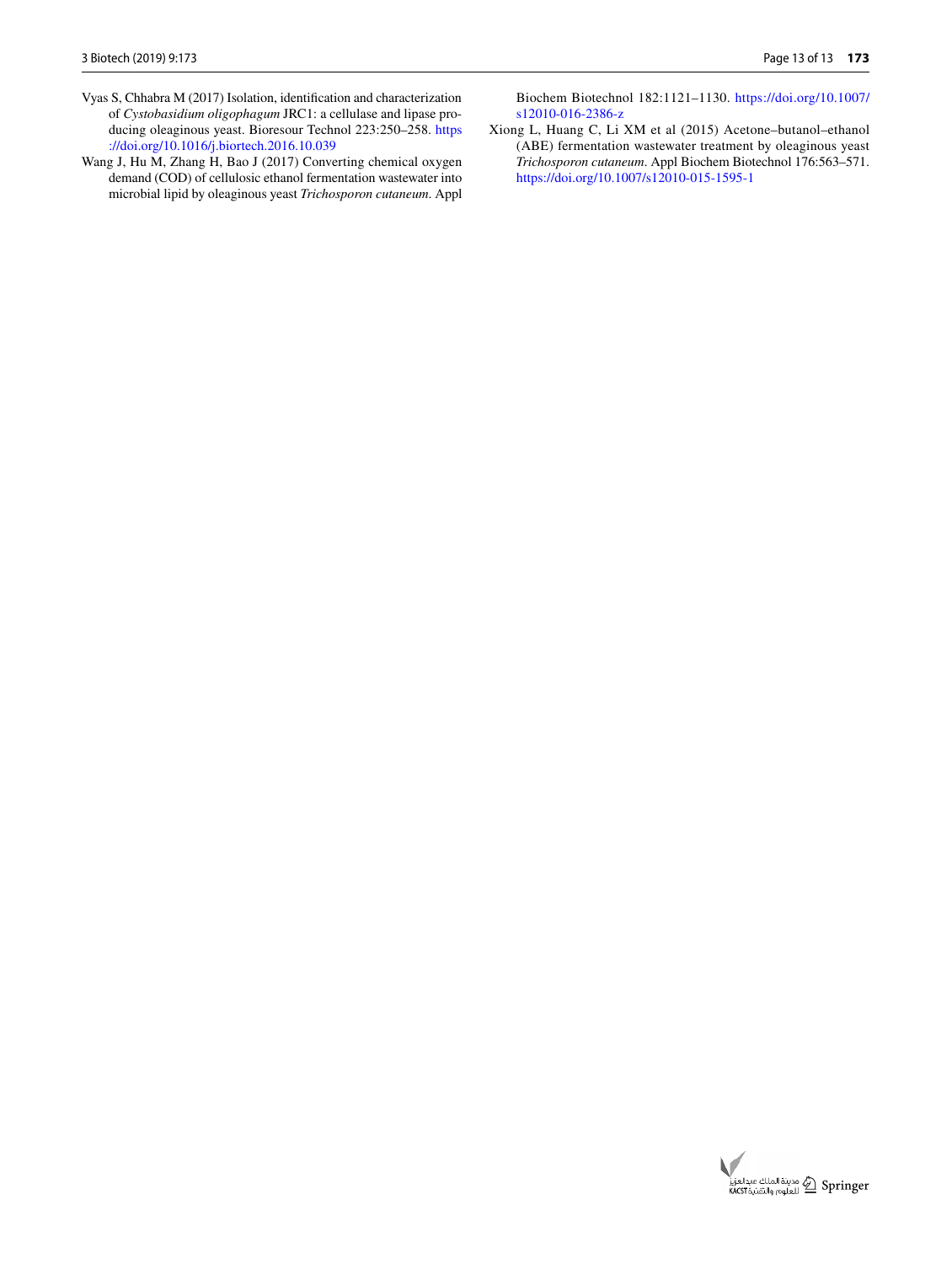Vyas S, Chhabra M (2017) Isolation, identification and characterization of *Cystobasidium oligophagum* JRC1: a cellulase and lipase producing oleaginous yeast. Bioresour Technol 223:250–258. https://doi.org/10.1016/j.biortech.2016.10.039

Wang J, Hu M, Zhang H, Bao J (2017) Converting chemical oxygen demand (COD) of cellulosic ethanol fermentation wastewater into microbial lipid by oleaginous yeast *Trichosporon cutaneum*. Appl Biochem Biotechnol 182:1121–1130. https://doi.org/10.1007/s12010-016-2386-z

Xiong L, Huang C, Li XM et al (2015) Acetone–butanol–ethanol (ABE) fermentation wastewater treatment by oleaginous yeast *Trichosporon cutaneum*. Appl Biochem Biotechnol 176:563–571. https://doi.org/10.1007/s12010-015-1595-1